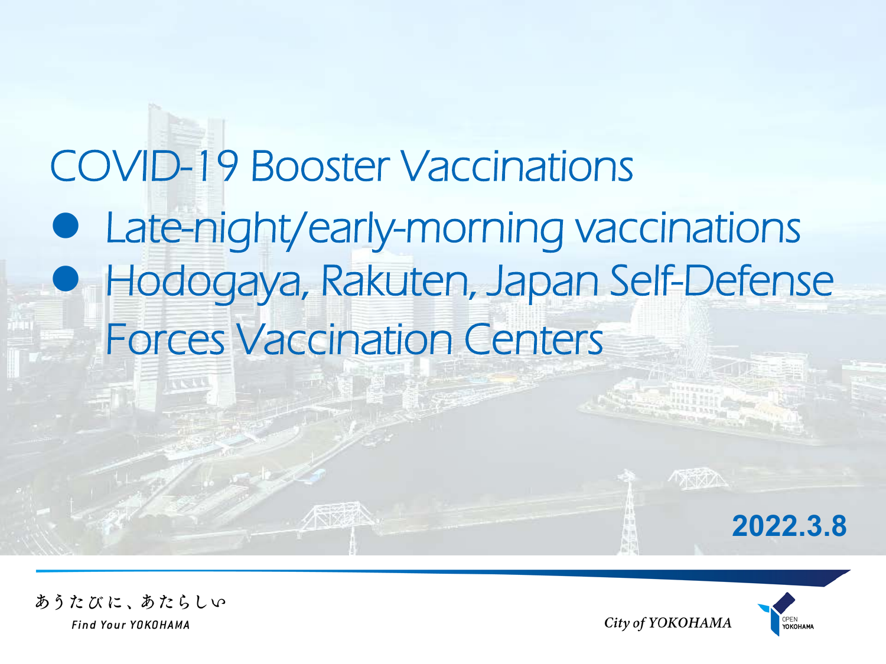# COVID-19 Booster Vaccinations

- Late-night/early-morning vaccinations
- Hodogaya, Rakuten, Japan Self-Defense Forces Vaccination Centers

**2022.3.8**

あうたびに、あたらしい
*Find Your YOKOHAMA*

*City of YOKOHAMA*

OPEN YOKOHAMA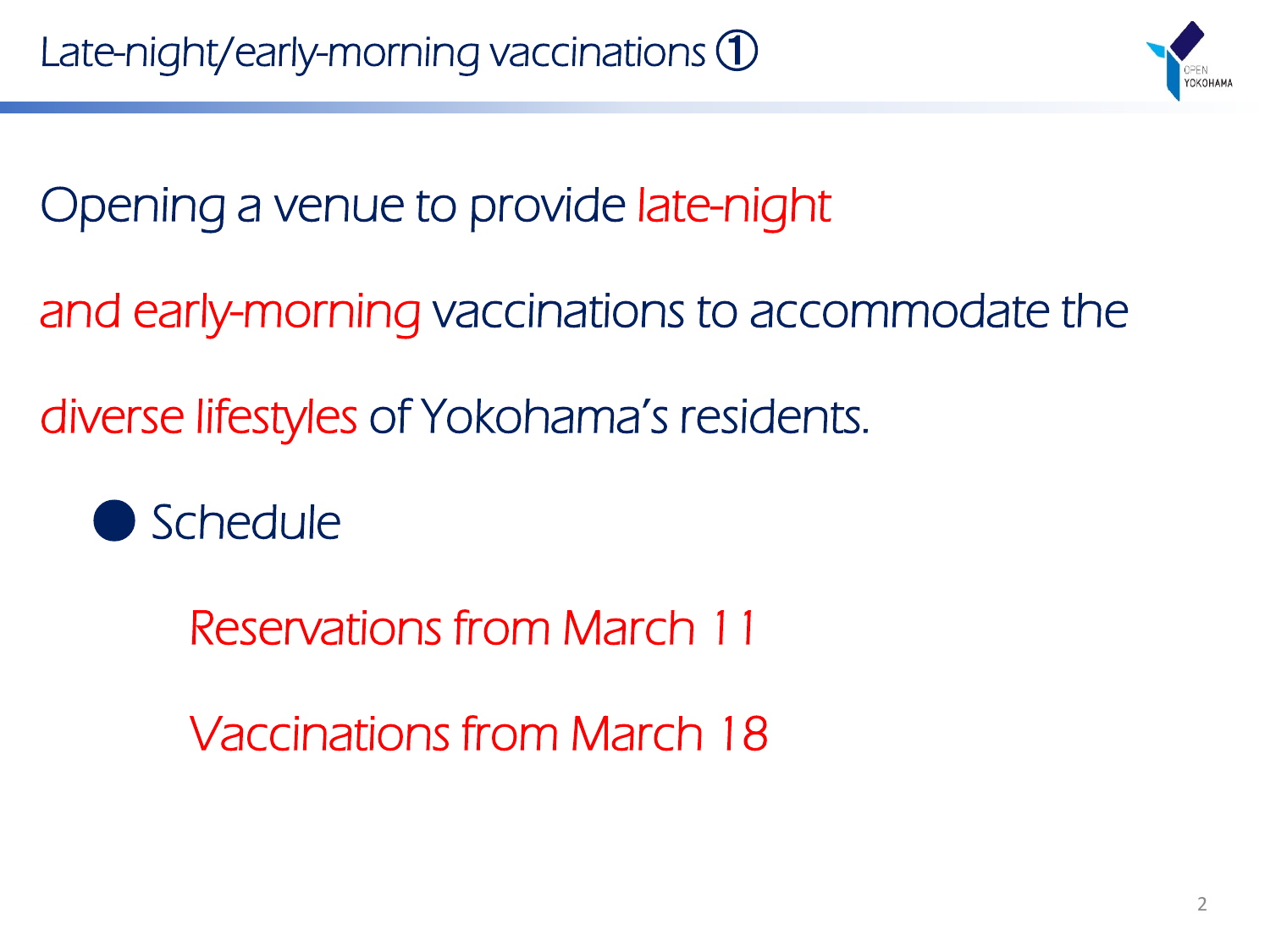# Late-night/early-morning vaccinations ①

Opening a venue to provide late-night and early-morning vaccinations to accommodate the diverse lifestyles of Yokohama's residents.

- Schedule

  Reservations from March 11

  Vaccinations from March 18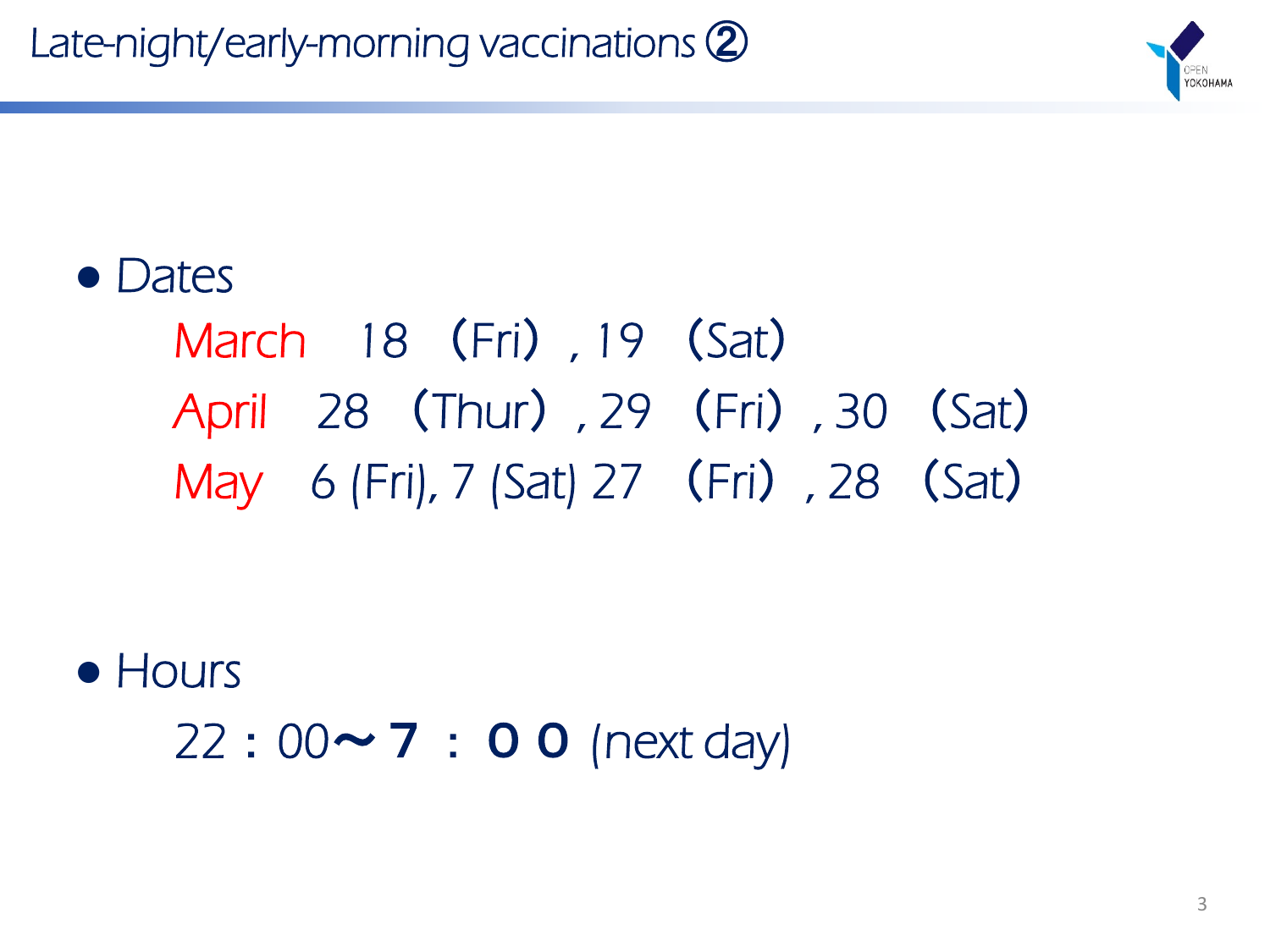# Late-night/early-morning vaccinations ②

- Dates

  March　18　（Fri）, 19　（Sat）

  April　28　（Thur）, 29　（Fri）, 30　（Sat）

  May　6 (Fri), 7 (Sat) 27　（Fri）, 28　（Sat）

- Hours

  22：00～７：００ (next day)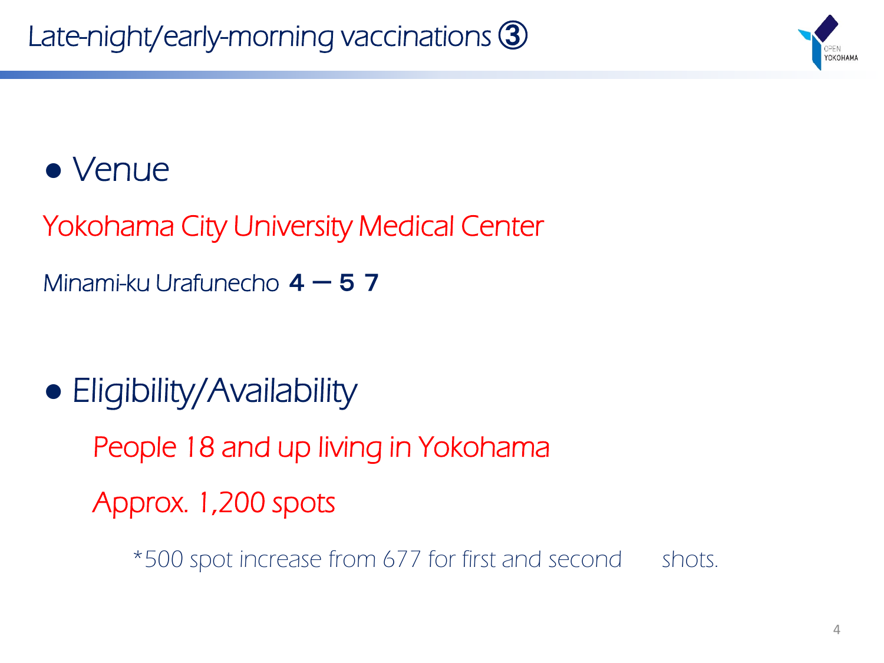# Late-night/early-morning vaccinations ③

- Venue

Yokohama City University Medical Center

Minami-ku Urafunecho ４－５７

- Eligibility/Availability

People 18 and up living in Yokohama

Approx. 1,200 spots

*500 spot increase from 677 for first and second shots.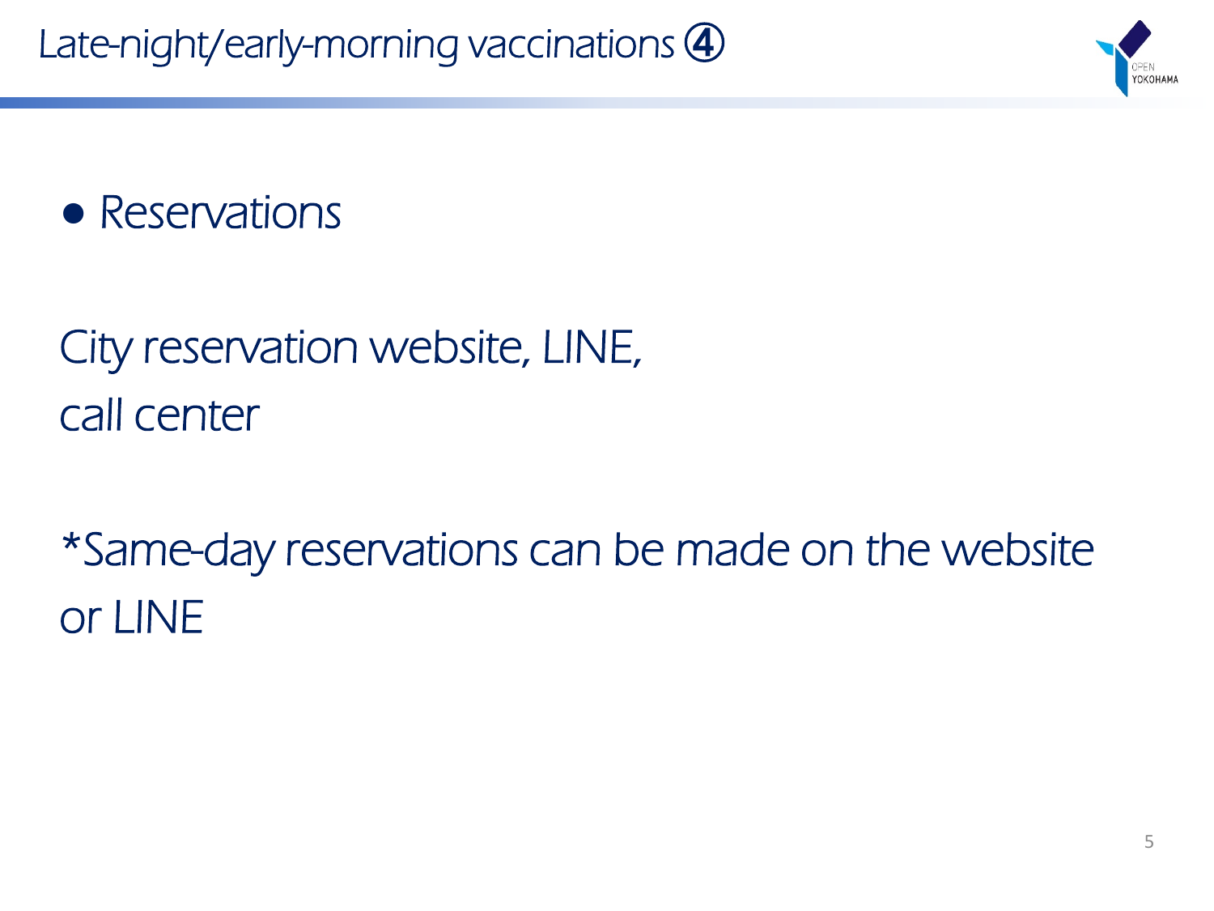# Late-night/early-morning vaccinations ④

- Reservations

City reservation website, LINE, call center

*Same-day reservations can be made on the website or LINE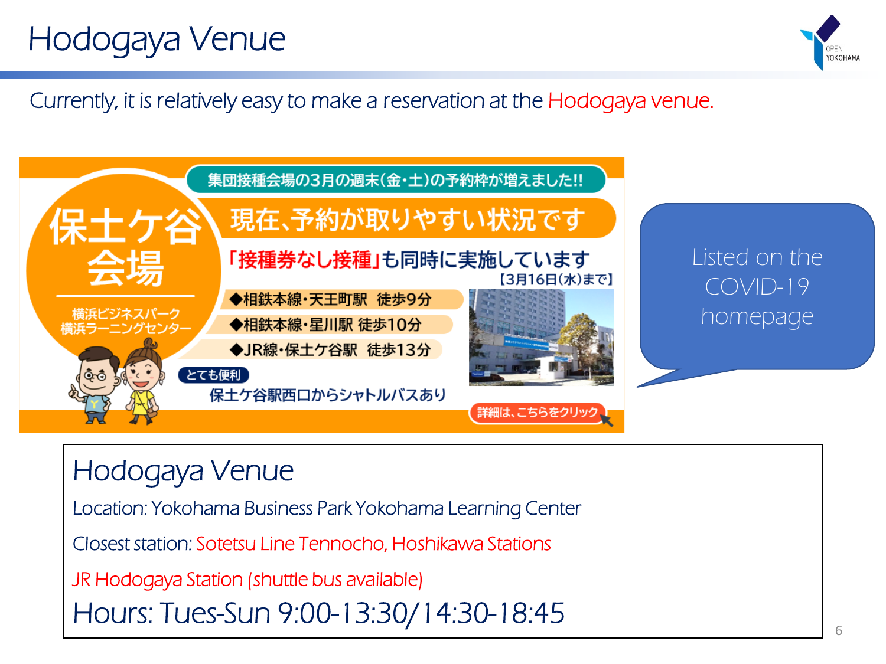# Hodogaya Venue

Currently, it is relatively easy to make a reservation at the Hodogaya venue.

集団接種会場の3月の週末（金・土）の予約枠が増えました!!

保土ケ谷会場

横浜ビジネスパーク
横浜ラーニングセンター

現在、予約が取りやすい状況です

「接種券なし接種」も同時に実施しています
【3月16日(水)まで】

◆相鉄本線・天王町駅 徒歩9分
◆相鉄本線・星川駅 徒歩10分
◆JR線・保土ケ谷駅 徒歩13分

とても便利
保土ケ谷駅西口からシャトルバスあり

詳細は、こちらをクリック

Listed on the COVID-19 homepage

## Hodogaya Venue

Location: Yokohama Business Park Yokohama Learning Center

Closest station: Sotetsu Line Tennocho, Hoshikawa Stations

JR Hodogaya Station (shuttle bus available)

Hours: Tues-Sun 9:00-13:30/14:30-18:45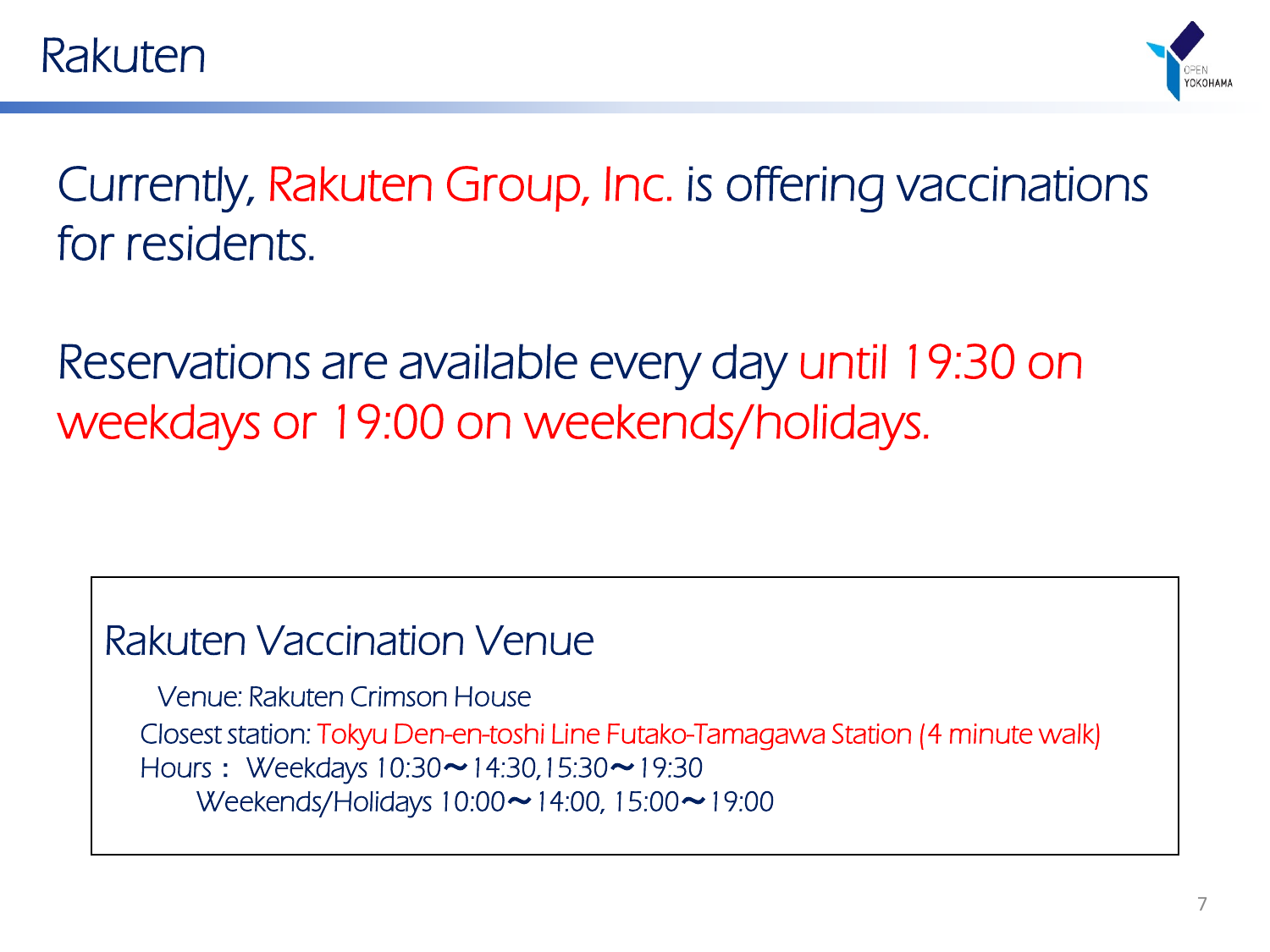# Rakuten

Currently, Rakuten Group, Inc. is offering vaccinations for residents.

Reservations are available every day until 19:30 on weekdays or 19:00 on weekends/holidays.

## Rakuten Vaccination Venue

Venue: Rakuten Crimson House

Closest station: Tokyu Den-en-toshi Line Futako-Tamagawa Station (4 minute walk)

Hours： Weekdays 10:30〜14:30,15:30〜19:30

Weekends/Holidays 10:00〜14:00, 15:00〜19:00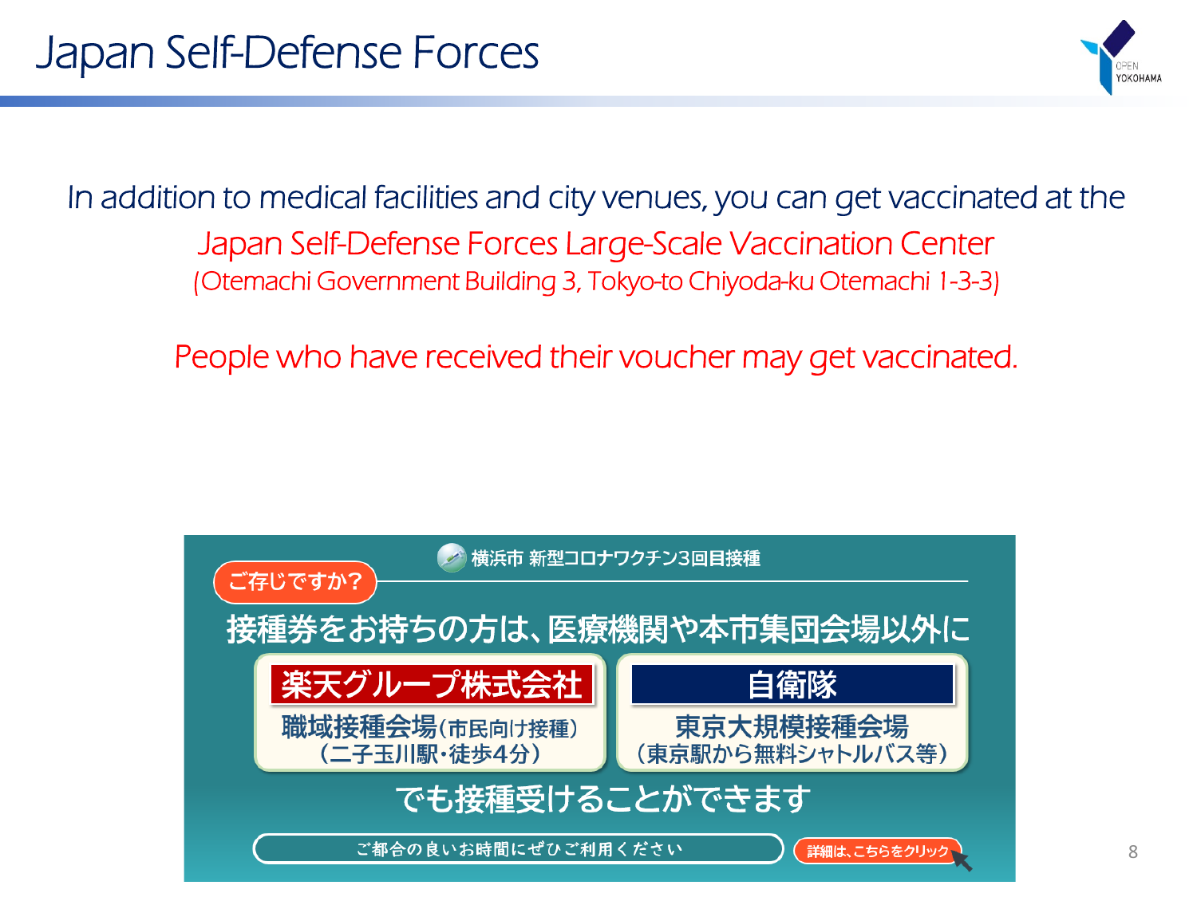# Japan Self-Defense Forces

In addition to medical facilities and city venues, you can get vaccinated at the

Japan Self-Defense Forces Large-Scale Vaccination Center

(Otemachi Government Building 3, Tokyo-to Chiyoda-ku Otemachi 1-3-3)

People who have received their voucher may get vaccinated.

横浜市 新型コロナワクチン3回目接種

ご存じですか？

接種券をお持ちの方は、医療機関や本市集団会場以外に

**楽天グループ株式会社**

職域接種会場（市民向け接種）
（二子玉川駅・徒歩4分）

**自衛隊**

東京大規模接種会場
（東京駅から無料シャトルバス等）

でも接種受けることができます

ご都合の良いお時間にぜひご利用ください

詳細は、こちらをクリック